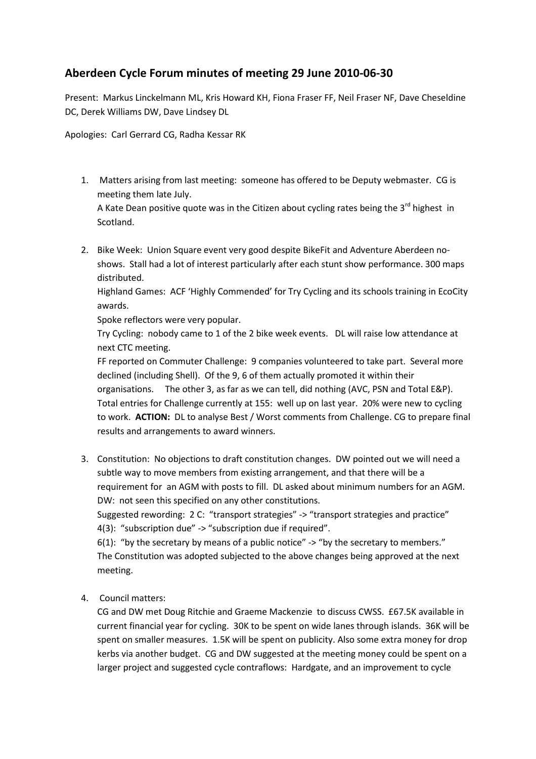## Aberdeen Cycle Forum minutes of meeting 29 June 2010-06-30

Present: Markus Linckelmann ML, Kris Howard KH, Fiona Fraser FF, Neil Fraser NF, Dave Cheseldine DC, Derek Williams DW, Dave Lindsey DL

Apologies: Carl Gerrard CG, Radha Kessar RK

1. Matters arising from last meeting: someone has offered to be Deputy webmaster. CG is meeting them late July.
   A Kate Dean positive quote was in the Citizen about cycling rates being the 3rd highest in Scotland.

2. Bike Week: Union Square event very good despite BikeFit and Adventure Aberdeen no-shows. Stall had a lot of interest particularly after each stunt show performance. 300 maps distributed.
   Highland Games: ACF 'Highly Commended' for Try Cycling and its schools training in EcoCity awards.
   Spoke reflectors were very popular.
   Try Cycling: nobody came to 1 of the 2 bike week events. DL will raise low attendance at next CTC meeting.
   FF reported on Commuter Challenge: 9 companies volunteered to take part. Several more declined (including Shell). Of the 9, 6 of them actually promoted it within their organisations. The other 3, as far as we can tell, did nothing (AVC, PSN and Total E&P). Total entries for Challenge currently at 155: well up on last year. 20% were new to cycling to work. **ACTION:** DL to analyse Best / Worst comments from Challenge. CG to prepare final results and arrangements to award winners.

3. Constitution: No objections to draft constitution changes. DW pointed out we will need a subtle way to move members from existing arrangement, and that there will be a requirement for an AGM with posts to fill. DL asked about minimum numbers for an AGM. DW: not seen this specified on any other constitutions.
   Suggested rewording: 2 C: "transport strategies" -> "transport strategies and practice"
   4(3): "subscription due" -> "subscription due if required".
   6(1): "by the secretary by means of a public notice" -> "by the secretary to members."
   The Constitution was adopted subjected to the above changes being approved at the next meeting.

4. Council matters:
   CG and DW met Doug Ritchie and Graeme Mackenzie to discuss CWSS. £67.5K available in current financial year for cycling. 30K to be spent on wide lanes through islands. 36K will be spent on smaller measures. 1.5K will be spent on publicity. Also some extra money for drop kerbs via another budget. CG and DW suggested at the meeting money could be spent on a larger project and suggested cycle contraflows: Hardgate, and an improvement to cycle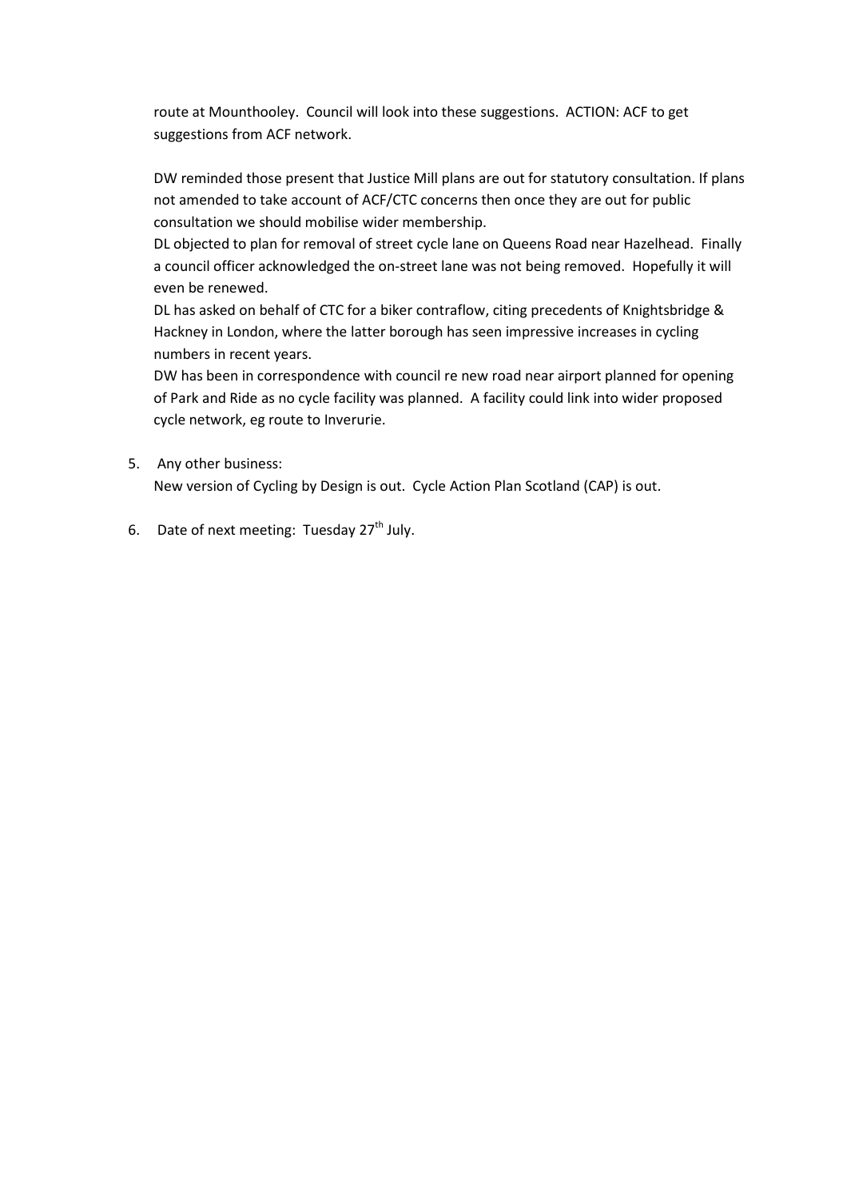route at Mounthooley. Council will look into these suggestions. ACTION: ACF to get suggestions from ACF network.

DW reminded those present that Justice Mill plans are out for statutory consultation. If plans not amended to take account of ACF/CTC concerns then once they are out for public consultation we should mobilise wider membership.
DL objected to plan for removal of street cycle lane on Queens Road near Hazelhead. Finally a council officer acknowledged the on-street lane was not being removed. Hopefully it will even be renewed.
DL has asked on behalf of CTC for a biker contraflow, citing precedents of Knightsbridge & Hackney in London, where the latter borough has seen impressive increases in cycling numbers in recent years.
DW has been in correspondence with council re new road near airport planned for opening of Park and Ride as no cycle facility was planned. A facility could link into wider proposed cycle network, eg route to Inverurie.

5. Any other business:
   New version of Cycling by Design is out. Cycle Action Plan Scotland (CAP) is out.

6. Date of next meeting: Tuesday 27th July.